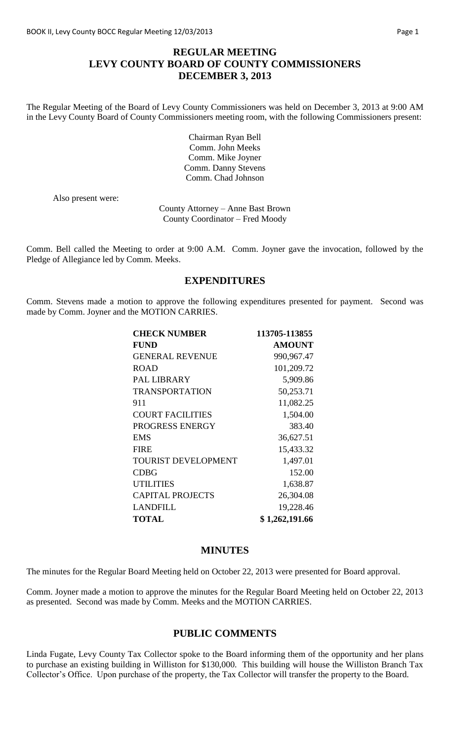# REGULAR MEETING
# LEVY COUNTY BOARD OF COUNTY COMMISSIONERS
# DECEMBER 3, 2013

The Regular Meeting of the Board of Levy County Commissioners was held on December 3, 2013 at 9:00 AM in the Levy County Board of County Commissioners meeting room, with the following Commissioners present:

Chairman Ryan Bell
Comm. John Meeks
Comm. Mike Joyner
Comm. Danny Stevens
Comm. Chad Johnson

Also present were:

County Attorney – Anne Bast Brown
County Coordinator – Fred Moody

Comm. Bell called the Meeting to order at 9:00 A.M. Comm. Joyner gave the invocation, followed by the Pledge of Allegiance led by Comm. Meeks.

## EXPENDITURES

Comm. Stevens made a motion to approve the following expenditures presented for payment. Second was made by Comm. Joyner and the MOTION CARRIES.

| **CHECK NUMBER** | **113705-113855** |
|---|---|
| **FUND** | **AMOUNT** |
| GENERAL REVENUE | 990,967.47 |
| ROAD | 101,209.72 |
| PAL LIBRARY | 5,909.86 |
| TRANSPORTATION | 50,253.71 |
| 911 | 11,082.25 |
| COURT FACILITIES | 1,504.00 |
| PROGRESS ENERGY | 383.40 |
| EMS | 36,627.51 |
| FIRE | 15,433.32 |
| TOURIST DEVELOPMENT | 1,497.01 |
| CDBG | 152.00 |
| UTILITIES | 1,638.87 |
| CAPITAL PROJECTS | 26,304.08 |
| LANDFILL | 19,228.46 |
| **TOTAL** | **$ 1,262,191.66** |

## MINUTES

The minutes for the Regular Board Meeting held on October 22, 2013 were presented for Board approval.

Comm. Joyner made a motion to approve the minutes for the Regular Board Meeting held on October 22, 2013 as presented. Second was made by Comm. Meeks and the MOTION CARRIES.

## PUBLIC COMMENTS

Linda Fugate, Levy County Tax Collector spoke to the Board informing them of the opportunity and her plans to purchase an existing building in Williston for $130,000. This building will house the Williston Branch Tax Collector's Office. Upon purchase of the property, the Tax Collector will transfer the property to the Board.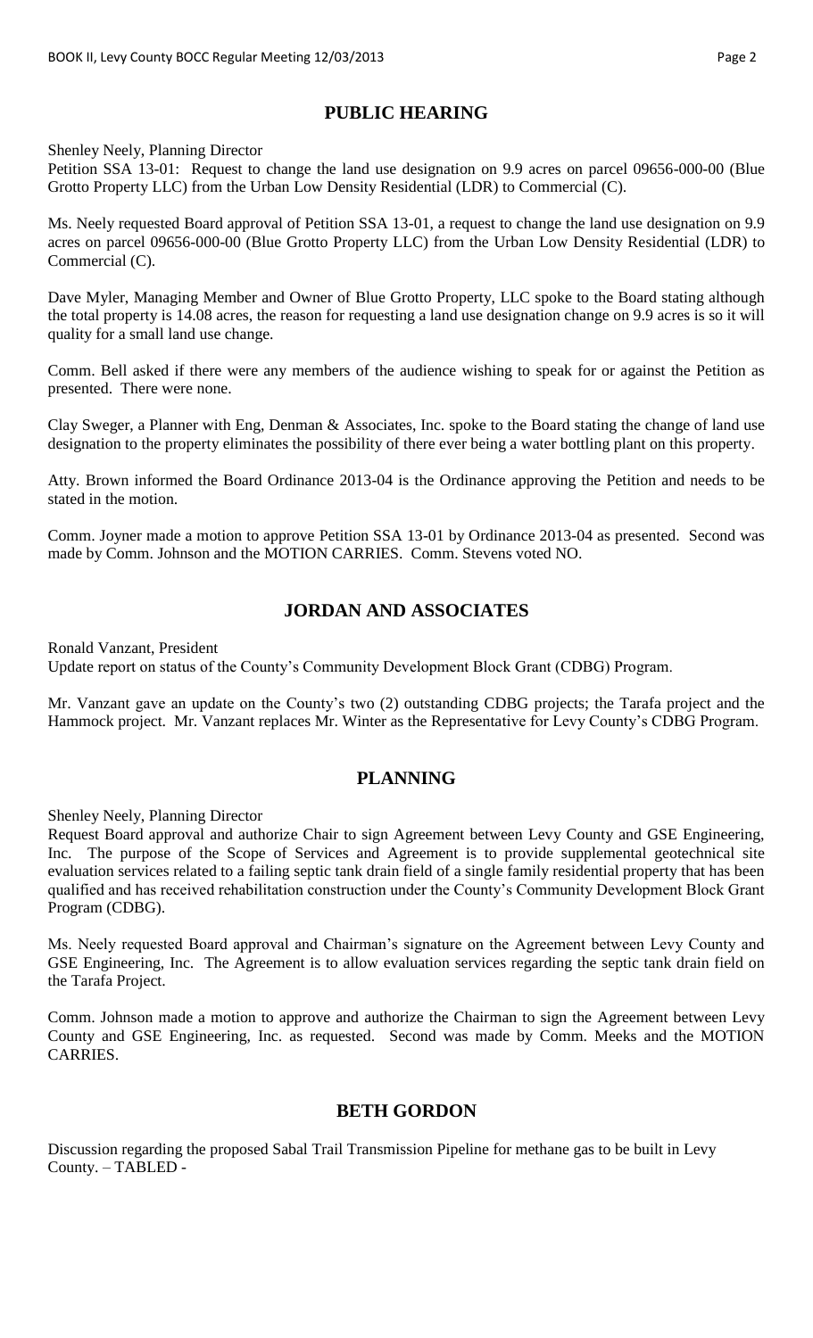## PUBLIC HEARING

Shenley Neely, Planning Director
Petition SSA 13-01: Request to change the land use designation on 9.9 acres on parcel 09656-000-00 (Blue Grotto Property LLC) from the Urban Low Density Residential (LDR) to Commercial (C).

Ms. Neely requested Board approval of Petition SSA 13-01, a request to change the land use designation on 9.9 acres on parcel 09656-000-00 (Blue Grotto Property LLC) from the Urban Low Density Residential (LDR) to Commercial (C).

Dave Myler, Managing Member and Owner of Blue Grotto Property, LLC spoke to the Board stating although the total property is 14.08 acres, the reason for requesting a land use designation change on 9.9 acres is so it will quality for a small land use change.

Comm. Bell asked if there were any members of the audience wishing to speak for or against the Petition as presented. There were none.

Clay Sweger, a Planner with Eng, Denman & Associates, Inc. spoke to the Board stating the change of land use designation to the property eliminates the possibility of there ever being a water bottling plant on this property.

Atty. Brown informed the Board Ordinance 2013-04 is the Ordinance approving the Petition and needs to be stated in the motion.

Comm. Joyner made a motion to approve Petition SSA 13-01 by Ordinance 2013-04 as presented. Second was made by Comm. Johnson and the MOTION CARRIES. Comm. Stevens voted NO.

## JORDAN AND ASSOCIATES

Ronald Vanzant, President
Update report on status of the County's Community Development Block Grant (CDBG) Program.

Mr. Vanzant gave an update on the County's two (2) outstanding CDBG projects; the Tarafa project and the Hammock project. Mr. Vanzant replaces Mr. Winter as the Representative for Levy County's CDBG Program.

## PLANNING

Shenley Neely, Planning Director
Request Board approval and authorize Chair to sign Agreement between Levy County and GSE Engineering, Inc. The purpose of the Scope of Services and Agreement is to provide supplemental geotechnical site evaluation services related to a failing septic tank drain field of a single family residential property that has been qualified and has received rehabilitation construction under the County's Community Development Block Grant Program (CDBG).

Ms. Neely requested Board approval and Chairman's signature on the Agreement between Levy County and GSE Engineering, Inc. The Agreement is to allow evaluation services regarding the septic tank drain field on the Tarafa Project.

Comm. Johnson made a motion to approve and authorize the Chairman to sign the Agreement between Levy County and GSE Engineering, Inc. as requested. Second was made by Comm. Meeks and the MOTION CARRIES.

## BETH GORDON

Discussion regarding the proposed Sabal Trail Transmission Pipeline for methane gas to be built in Levy County. – TABLED -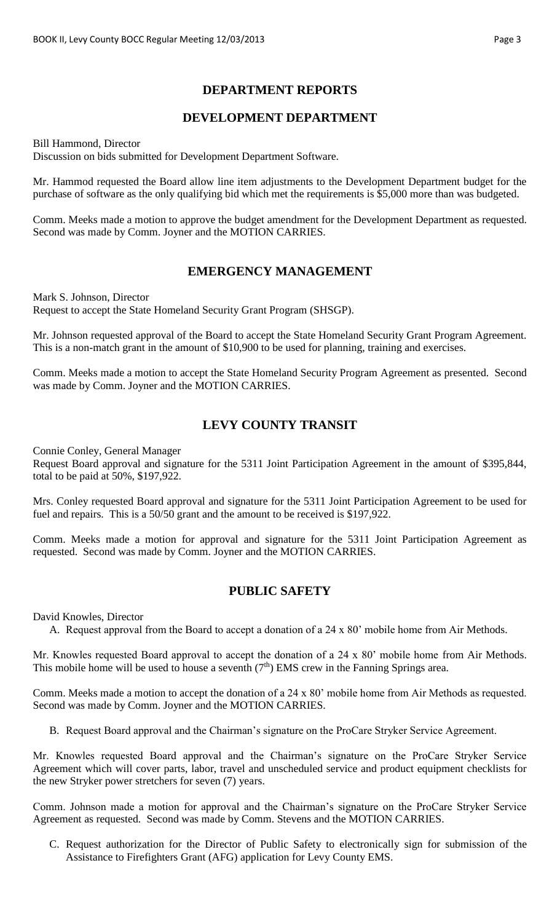## DEPARTMENT REPORTS

## DEVELOPMENT DEPARTMENT

Bill Hammond, Director
Discussion on bids submitted for Development Department Software.

Mr. Hammod requested the Board allow line item adjustments to the Development Department budget for the purchase of software as the only qualifying bid which met the requirements is $5,000 more than was budgeted.

Comm. Meeks made a motion to approve the budget amendment for the Development Department as requested. Second was made by Comm. Joyner and the MOTION CARRIES.

## EMERGENCY MANAGEMENT

Mark S. Johnson, Director
Request to accept the State Homeland Security Grant Program (SHSGP).

Mr. Johnson requested approval of the Board to accept the State Homeland Security Grant Program Agreement. This is a non-match grant in the amount of $10,900 to be used for planning, training and exercises.

Comm. Meeks made a motion to accept the State Homeland Security Program Agreement as presented. Second was made by Comm. Joyner and the MOTION CARRIES.

## LEVY COUNTY TRANSIT

Connie Conley, General Manager
Request Board approval and signature for the 5311 Joint Participation Agreement in the amount of $395,844, total to be paid at 50%, $197,922.

Mrs. Conley requested Board approval and signature for the 5311 Joint Participation Agreement to be used for fuel and repairs. This is a 50/50 grant and the amount to be received is $197,922.

Comm. Meeks made a motion for approval and signature for the 5311 Joint Participation Agreement as requested. Second was made by Comm. Joyner and the MOTION CARRIES.

## PUBLIC SAFETY

David Knowles, Director

A. Request approval from the Board to accept a donation of a 24 x 80' mobile home from Air Methods.

Mr. Knowles requested Board approval to accept the donation of a 24 x 80' mobile home from Air Methods. This mobile home will be used to house a seventh (7th) EMS crew in the Fanning Springs area.

Comm. Meeks made a motion to accept the donation of a 24 x 80' mobile home from Air Methods as requested. Second was made by Comm. Joyner and the MOTION CARRIES.

B. Request Board approval and the Chairman's signature on the ProCare Stryker Service Agreement.

Mr. Knowles requested Board approval and the Chairman's signature on the ProCare Stryker Service Agreement which will cover parts, labor, travel and unscheduled service and product equipment checklists for the new Stryker power stretchers for seven (7) years.

Comm. Johnson made a motion for approval and the Chairman's signature on the ProCare Stryker Service Agreement as requested. Second was made by Comm. Stevens and the MOTION CARRIES.

C. Request authorization for the Director of Public Safety to electronically sign for submission of the Assistance to Firefighters Grant (AFG) application for Levy County EMS.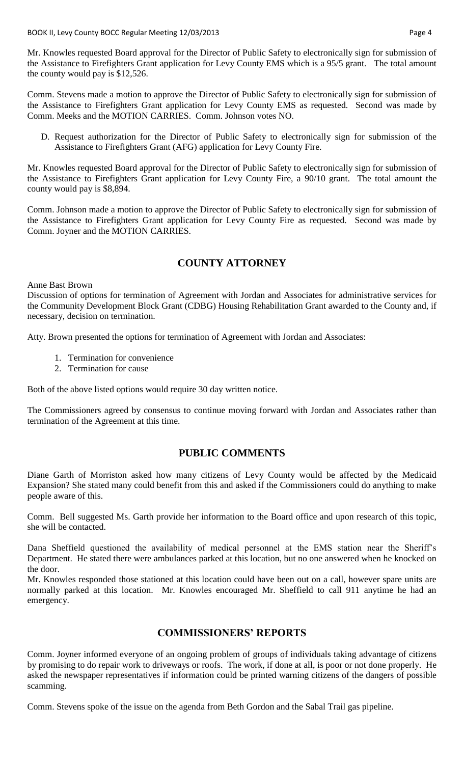Mr. Knowles requested Board approval for the Director of Public Safety to electronically sign for submission of the Assistance to Firefighters Grant application for Levy County EMS which is a 95/5 grant. The total amount the county would pay is $12,526.

Comm. Stevens made a motion to approve the Director of Public Safety to electronically sign for submission of the Assistance to Firefighters Grant application for Levy County EMS as requested. Second was made by Comm. Meeks and the MOTION CARRIES. Comm. Johnson votes NO.

D. Request authorization for the Director of Public Safety to electronically sign for submission of the Assistance to Firefighters Grant (AFG) application for Levy County Fire.

Mr. Knowles requested Board approval for the Director of Public Safety to electronically sign for submission of the Assistance to Firefighters Grant application for Levy County Fire, a 90/10 grant. The total amount the county would pay is $8,894.

Comm. Johnson made a motion to approve the Director of Public Safety to electronically sign for submission of the Assistance to Firefighters Grant application for Levy County Fire as requested. Second was made by Comm. Joyner and the MOTION CARRIES.

## COUNTY ATTORNEY

Anne Bast Brown
Discussion of options for termination of Agreement with Jordan and Associates for administrative services for the Community Development Block Grant (CDBG) Housing Rehabilitation Grant awarded to the County and, if necessary, decision on termination.

Atty. Brown presented the options for termination of Agreement with Jordan and Associates:

1. Termination for convenience
2. Termination for cause

Both of the above listed options would require 30 day written notice.

The Commissioners agreed by consensus to continue moving forward with Jordan and Associates rather than termination of the Agreement at this time.

## PUBLIC COMMENTS

Diane Garth of Morriston asked how many citizens of Levy County would be affected by the Medicaid Expansion? She stated many could benefit from this and asked if the Commissioners could do anything to make people aware of this.

Comm. Bell suggested Ms. Garth provide her information to the Board office and upon research of this topic, she will be contacted.

Dana Sheffield questioned the availability of medical personnel at the EMS station near the Sheriff's Department. He stated there were ambulances parked at this location, but no one answered when he knocked on the door.
Mr. Knowles responded those stationed at this location could have been out on a call, however spare units are normally parked at this location. Mr. Knowles encouraged Mr. Sheffield to call 911 anytime he had an emergency.

## COMMISSIONERS' REPORTS

Comm. Joyner informed everyone of an ongoing problem of groups of individuals taking advantage of citizens by promising to do repair work to driveways or roofs. The work, if done at all, is poor or not done properly. He asked the newspaper representatives if information could be printed warning citizens of the dangers of possible scamming.

Comm. Stevens spoke of the issue on the agenda from Beth Gordon and the Sabal Trail gas pipeline.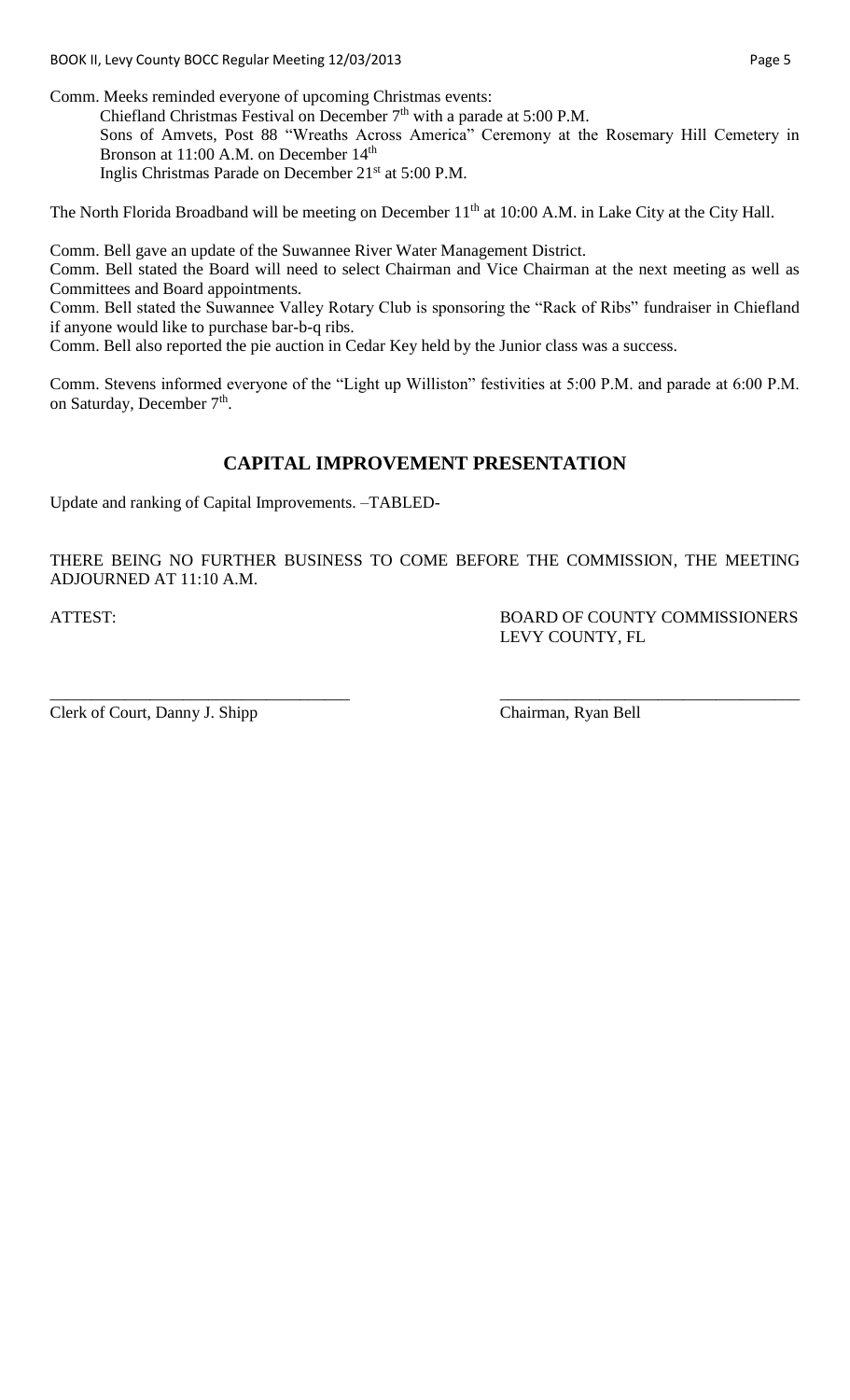Comm. Meeks reminded everyone of upcoming Christmas events:

Chiefland Christmas Festival on December 7th with a parade at 5:00 P.M.

Sons of Amvets, Post 88 "Wreaths Across America" Ceremony at the Rosemary Hill Cemetery in Bronson at 11:00 A.M. on December 14th

Inglis Christmas Parade on December 21st at 5:00 P.M.

The North Florida Broadband will be meeting on December 11th at 10:00 A.M. in Lake City at the City Hall.

Comm. Bell gave an update of the Suwannee River Water Management District.

Comm. Bell stated the Board will need to select Chairman and Vice Chairman at the next meeting as well as Committees and Board appointments.

Comm. Bell stated the Suwannee Valley Rotary Club is sponsoring the "Rack of Ribs" fundraiser in Chiefland if anyone would like to purchase bar-b-q ribs.

Comm. Bell also reported the pie auction in Cedar Key held by the Junior class was a success.

Comm. Stevens informed everyone of the "Light up Williston" festivities at 5:00 P.M. and parade at 6:00 P.M. on Saturday, December 7th.

## CAPITAL IMPROVEMENT PRESENTATION

Update and ranking of Capital Improvements. –TABLED-

THERE BEING NO FURTHER BUSINESS TO COME BEFORE THE COMMISSION, THE MEETING ADJOURNED AT 11:10 A.M.

ATTEST: BOARD OF COUNTY COMMISSIONERS LEVY COUNTY, FL

___________________________________ ___________________________________

Clerk of Court, Danny J. Shipp Chairman, Ryan Bell